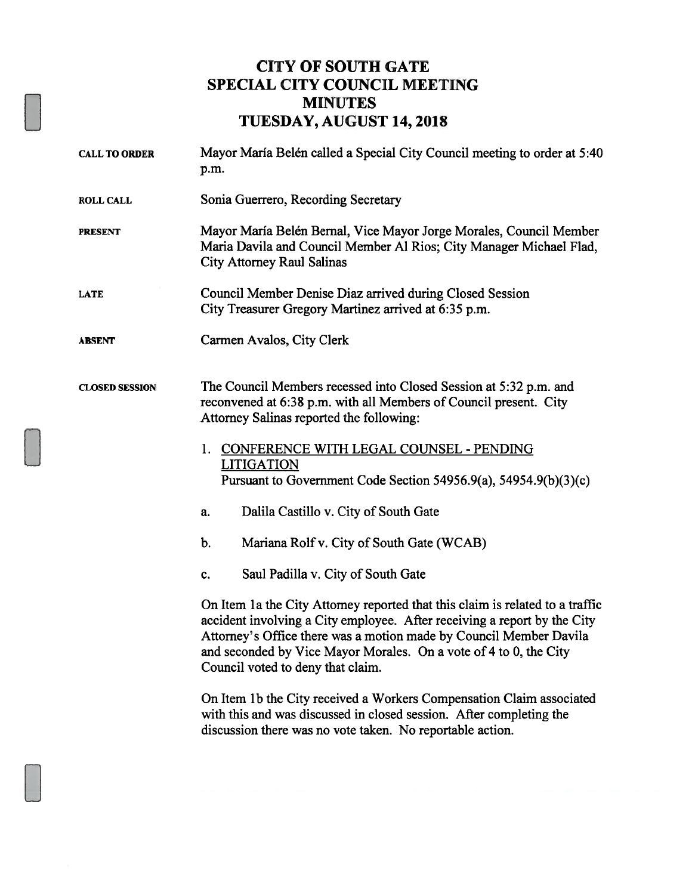# CITY OF SOUTH GATE
## SPECIAL CITY COUNCIL MEETING
## MINUTES
## TUESDAY, AUGUST 14, 2018

**CALL TO ORDER** Mayor María Belén called a Special City Council meeting to order at 5:40 p.m.

**ROLL CALL** Sonia Guerrero, Recording Secretary

**PRESENT** Mayor María Belén Bernal, Vice Mayor Jorge Morales, Council Member Maria Davila and Council Member Al Rios; City Manager Michael Flad, City Attorney Raul Salinas

**LATE** Council Member Denise Diaz arrived during Closed Session
City Treasurer Gregory Martinez arrived at 6:35 p.m.

**ABSENT** Carmen Avalos, City Clerk

**CLOSED SESSION** The Council Members recessed into Closed Session at 5:32 p.m. and reconvened at 6:38 p.m. with all Members of Council present. City Attorney Salinas reported the following:

1. CONFERENCE WITH LEGAL COUNSEL - PENDING LITIGATION
Pursuant to Government Code Section 54956.9(a), 54954.9(b)(3)(c)

a. Dalila Castillo v. City of South Gate

b. Mariana Rolf v. City of South Gate (WCAB)

c. Saul Padilla v. City of South Gate

On Item 1a the City Attorney reported that this claim is related to a traffic accident involving a City employee. After receiving a report by the City Attorney's Office there was a motion made by Council Member Davila and seconded by Vice Mayor Morales. On a vote of 4 to 0, the City Council voted to deny that claim.

On Item 1b the City received a Workers Compensation Claim associated with this and was discussed in closed session. After completing the discussion there was no vote taken. No reportable action.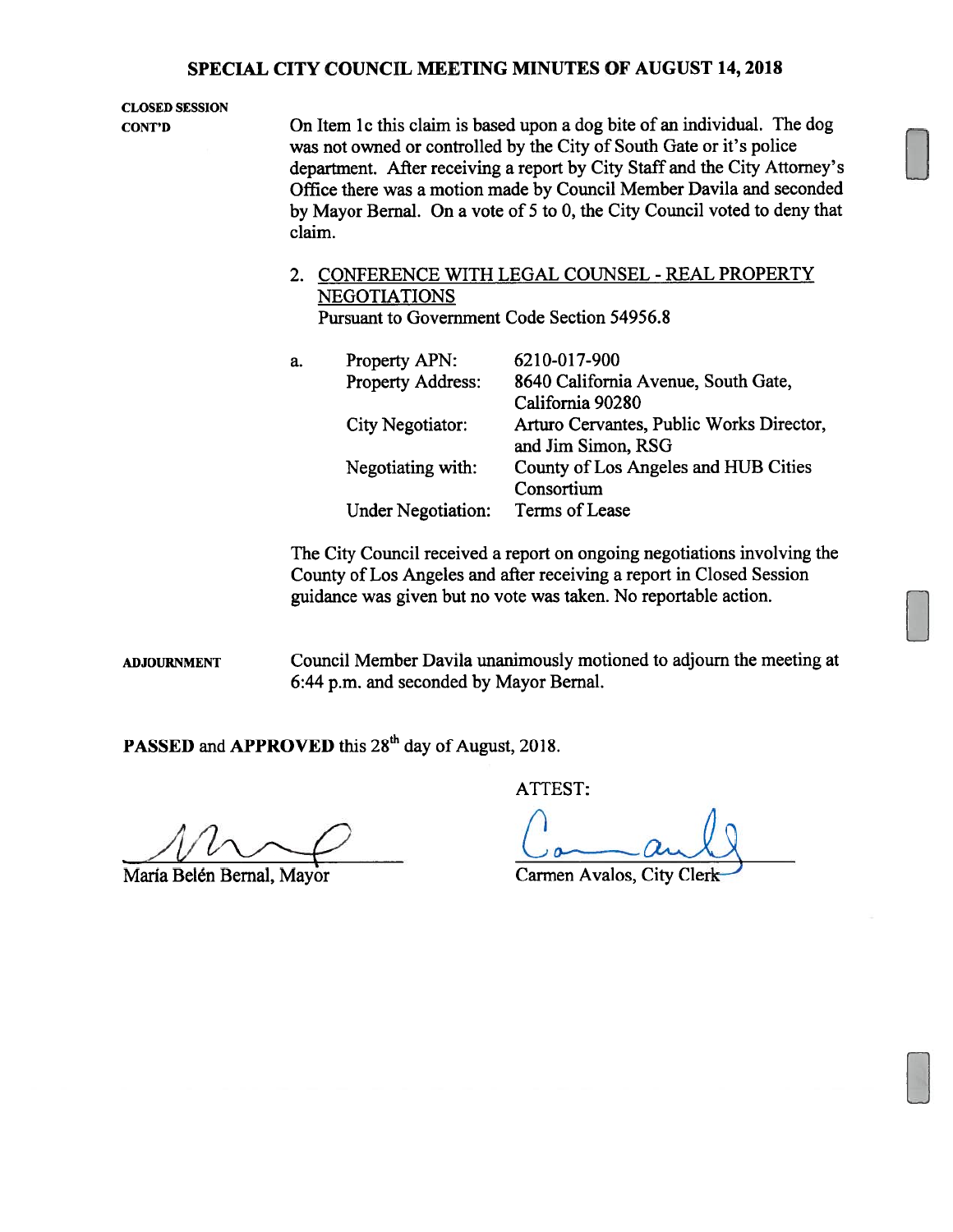## SPECIAL CITY COUNCIL MEETING MINUTES OF AUGUST 14, 2018

**CLOSED SESSION CONT'D**

On Item 1c this claim is based upon a dog bite of an individual. The dog was not owned or controlled by the City of South Gate or it's police department. After receiving a report by City Staff and the City Attorney's Office there was a motion made by Council Member Davila and seconded by Mayor Bernal. On a vote of 5 to 0, the City Council voted to deny that claim.

2. CONFERENCE WITH LEGAL COUNSEL - REAL PROPERTY NEGOTIATIONS
   Pursuant to Government Code Section 54956.8

| | | |
|---|---|---|
| a. | Property APN: | 6210-017-900 |
| | Property Address: | 8640 California Avenue, South Gate, California 90280 |
| | City Negotiator: | Arturo Cervantes, Public Works Director, and Jim Simon, RSG |
| | Negotiating with: | County of Los Angeles and HUB Cities Consortium |
| | Under Negotiation: | Terms of Lease |

The City Council received a report on ongoing negotiations involving the County of Los Angeles and after receiving a report in Closed Session guidance was given but no vote was taken. No reportable action.

**ADJOURNMENT**

Council Member Davila unanimously motioned to adjourn the meeting at 6:44 p.m. and seconded by Mayor Bernal.

**PASSED** and **APPROVED** this 28th day of August, 2018.

ATTEST:

María Belén Bernal, Mayor

Carmen Avalos, City Clerk